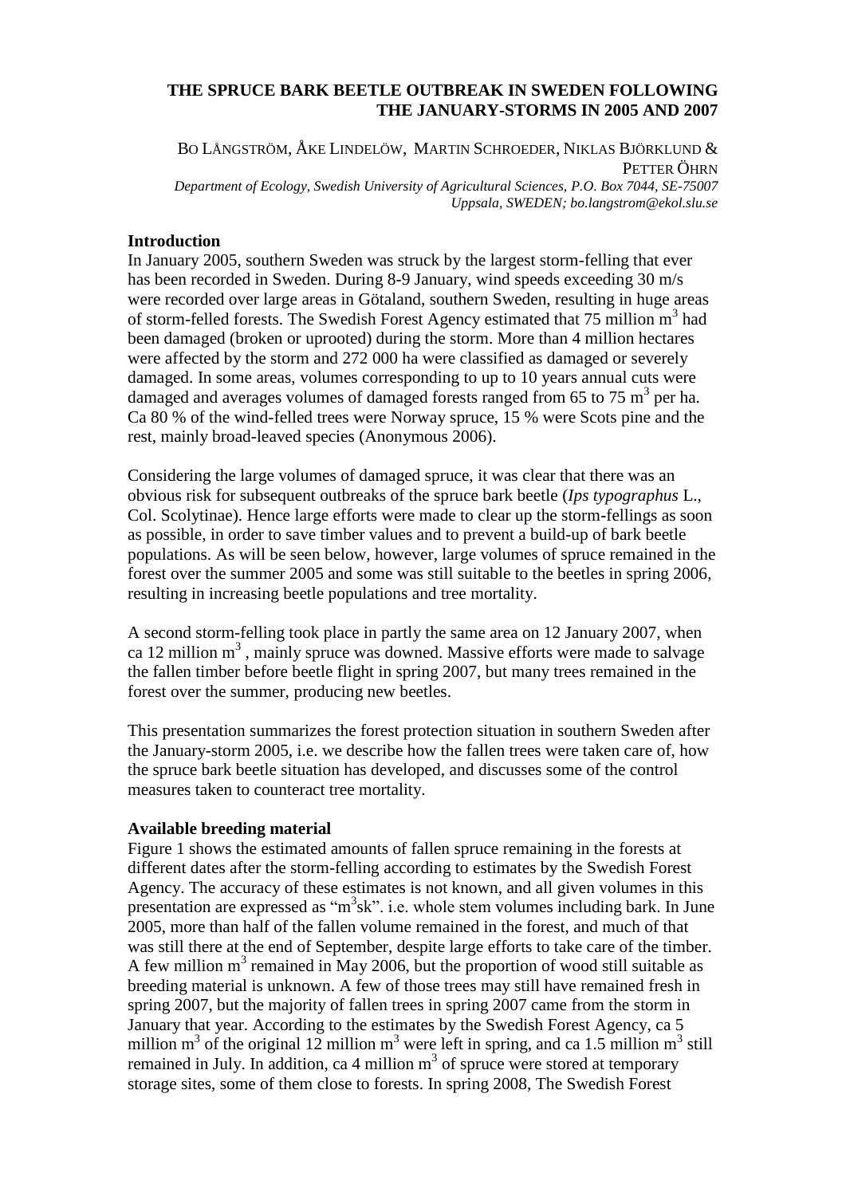# THE SPRUCE BARK BEETLE OUTBREAK IN SWEDEN FOLLOWING THE JANUARY-STORMS IN 2005 AND 2007

BO LÅNGSTRÖM, ÅKE LINDELÖW, MARTIN SCHROEDER, NIKLAS BJÖRKLUND & PETTER ÖHRN

*Department of Ecology, Swedish University of Agricultural Sciences, P.O. Box 7044, SE-75007 Uppsala, SWEDEN; bo.langstrom@ekol.slu.se*

## Introduction

In January 2005, southern Sweden was struck by the largest storm-felling that ever has been recorded in Sweden. During 8-9 January, wind speeds exceeding 30 m/s were recorded over large areas in Götaland, southern Sweden, resulting in huge areas of storm-felled forests. The Swedish Forest Agency estimated that 75 million $m^3$ had been damaged (broken or uprooted) during the storm. More than 4 million hectares were affected by the storm and 272 000 ha were classified as damaged or severely damaged. In some areas, volumes corresponding to up to 10 years annual cuts were damaged and averages volumes of damaged forests ranged from 65 to 75 $m^3$ per ha. Ca 80 % of the wind-felled trees were Norway spruce, 15 % were Scots pine and the rest, mainly broad-leaved species (Anonymous 2006).

Considering the large volumes of damaged spruce, it was clear that there was an obvious risk for subsequent outbreaks of the spruce bark beetle (*Ips typographus* L., Col. Scolytinae). Hence large efforts were made to clear up the storm-fellings as soon as possible, in order to save timber values and to prevent a build-up of bark beetle populations. As will be seen below, however, large volumes of spruce remained in the forest over the summer 2005 and some was still suitable to the beetles in spring 2006, resulting in increasing beetle populations and tree mortality.

A second storm-felling took place in partly the same area on 12 January 2007, when ca 12 million $m^3$ , mainly spruce was downed. Massive efforts were made to salvage the fallen timber before beetle flight in spring 2007, but many trees remained in the forest over the summer, producing new beetles.

This presentation summarizes the forest protection situation in southern Sweden after the January-storm 2005, i.e. we describe how the fallen trees were taken care of, how the spruce bark beetle situation has developed, and discusses some of the control measures taken to counteract tree mortality.

## Available breeding material

Figure 1 shows the estimated amounts of fallen spruce remaining in the forests at different dates after the storm-felling according to estimates by the Swedish Forest Agency. The accuracy of these estimates is not known, and all given volumes in this presentation are expressed as "$m^3$sk". i.e. whole stem volumes including bark. In June 2005, more than half of the fallen volume remained in the forest, and much of that was still there at the end of September, despite large efforts to take care of the timber. A few million $m^3$ remained in May 2006, but the proportion of wood still suitable as breeding material is unknown. A few of those trees may still have remained fresh in spring 2007, but the majority of fallen trees in spring 2007 came from the storm in January that year. According to the estimates by the Swedish Forest Agency, ca 5 million $m^3$ of the original 12 million $m^3$ were left in spring, and ca 1.5 million $m^3$ still remained in July. In addition, ca 4 million $m^3$ of spruce were stored at temporary storage sites, some of them close to forests. In spring 2008, The Swedish Forest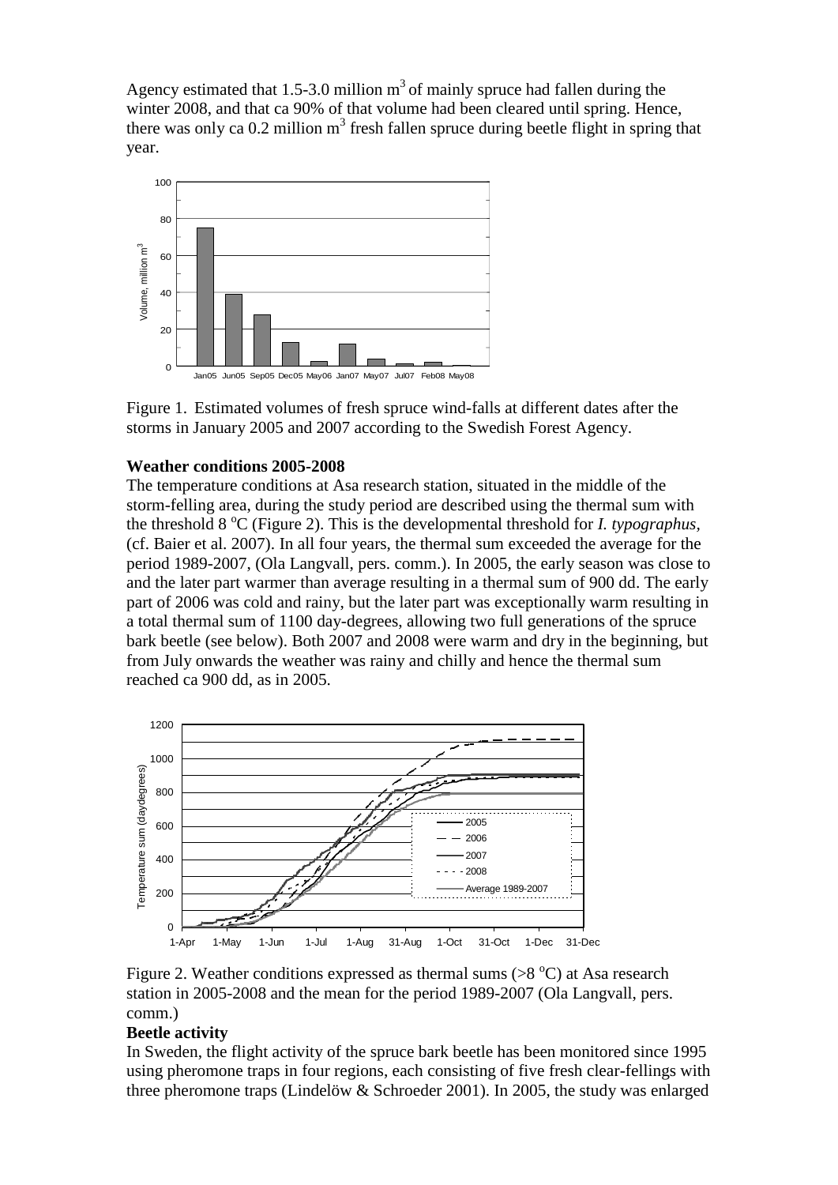Agency estimated that 1.5-3.0 million $m^3$ of mainly spruce had fallen during the winter 2008, and that ca 90% of that volume had been cleared until spring. Hence, there was only ca 0.2 million $m^3$ fresh fallen spruce during beetle flight in spring that year.

Figure 1. Estimated volumes of fresh spruce wind-falls at different dates after the storms in January 2005 and 2007 according to the Swedish Forest Agency.

**Weather conditions 2005-2008**

The temperature conditions at Asa research station, situated in the middle of the storm-felling area, during the study period are described using the thermal sum with the threshold 8 °C (Figure 2). This is the developmental threshold for *I. typographus*, (cf. Baier et al. 2007). In all four years, the thermal sum exceeded the average for the period 1989-2007, (Ola Langvall, pers. comm.). In 2005, the early season was close to and the later part warmer than average resulting in a thermal sum of 900 dd. The early part of 2006 was cold and rainy, but the later part was exceptionally warm resulting in a total thermal sum of 1100 day-degrees, allowing two full generations of the spruce bark beetle (see below). Both 2007 and 2008 were warm and dry in the beginning, but from July onwards the weather was rainy and chilly and hence the thermal sum reached ca 900 dd, as in 2005.

Figure 2. Weather conditions expressed as thermal sums (>8 °C) at Asa research station in 2005-2008 and the mean for the period 1989-2007 (Ola Langvall, pers. comm.)

**Beetle activity**

In Sweden, the flight activity of the spruce bark beetle has been monitored since 1995 using pheromone traps in four regions, each consisting of five fresh clear-fellings with three pheromone traps (Lindelöw & Schroeder 2001). In 2005, the study was enlarged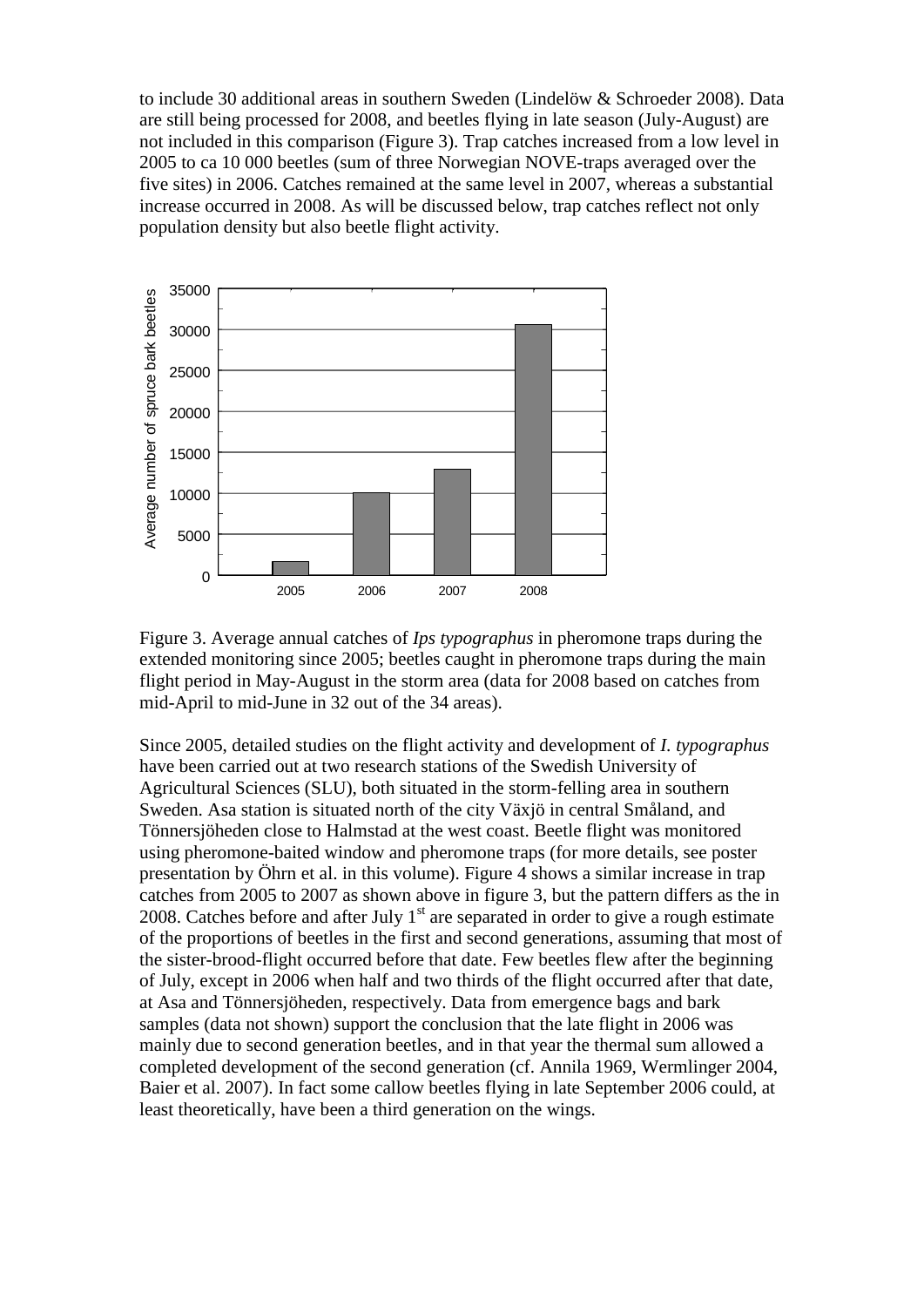to include 30 additional areas in southern Sweden (Lindelöw & Schroeder 2008). Data are still being processed for 2008, and beetles flying in late season (July-August) are not included in this comparison (Figure 3). Trap catches increased from a low level in 2005 to ca 10 000 beetles (sum of three Norwegian NOVE-traps averaged over the five sites) in 2006. Catches remained at the same level in 2007, whereas a substantial increase occurred in 2008. As will be discussed below, trap catches reflect not only population density but also beetle flight activity.

Figure 3. Average annual catches of *Ips typographus* in pheromone traps during the extended monitoring since 2005; beetles caught in pheromone traps during the main flight period in May-August in the storm area (data for 2008 based on catches from mid-April to mid-June in 32 out of the 34 areas).

Since 2005, detailed studies on the flight activity and development of *I. typographus* have been carried out at two research stations of the Swedish University of Agricultural Sciences (SLU), both situated in the storm-felling area in southern Sweden. Asa station is situated north of the city Växjö in central Småland, and Tönnersjöheden close to Halmstad at the west coast. Beetle flight was monitored using pheromone-baited window and pheromone traps (for more details, see poster presentation by Öhrn et al. in this volume). Figure 4 shows a similar increase in trap catches from 2005 to 2007 as shown above in figure 3, but the pattern differs as the in 2008. Catches before and after July 1st are separated in order to give a rough estimate of the proportions of beetles in the first and second generations, assuming that most of the sister-brood-flight occurred before that date. Few beetles flew after the beginning of July, except in 2006 when half and two thirds of the flight occurred after that date, at Asa and Tönnersjöheden, respectively. Data from emergence bags and bark samples (data not shown) support the conclusion that the late flight in 2006 was mainly due to second generation beetles, and in that year the thermal sum allowed a completed development of the second generation (cf. Annila 1969, Wermlinger 2004, Baier et al. 2007). In fact some callow beetles flying in late September 2006 could, at least theoretically, have been a third generation on the wings.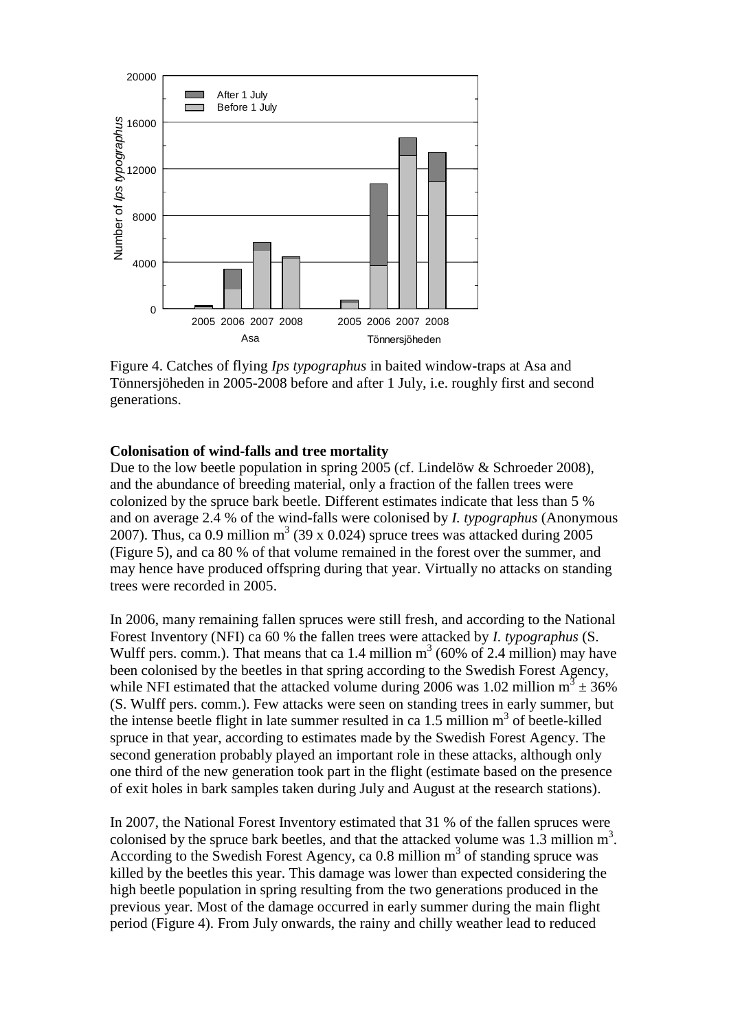Figure 4. Catches of flying *Ips typographus* in baited window-traps at Asa and Tönnersjöheden in 2005-2008 before and after 1 July, i.e. roughly first and second generations.

**Colonisation of wind-falls and tree mortality**

Due to the low beetle population in spring 2005 (cf. Lindelöw & Schroeder 2008), and the abundance of breeding material, only a fraction of the fallen trees were colonized by the spruce bark beetle. Different estimates indicate that less than 5 % and on average 2.4 % of the wind-falls were colonised by *I. typographus* (Anonymous 2007). Thus, ca 0.9 million $m^3$ (39 x 0.024) spruce trees was attacked during 2005 (Figure 5), and ca 80 % of that volume remained in the forest over the summer, and may hence have produced offspring during that year. Virtually no attacks on standing trees were recorded in 2005.

In 2006, many remaining fallen spruces were still fresh, and according to the National Forest Inventory (NFI) ca 60 % the fallen trees were attacked by *I. typographus* (S. Wulff pers. comm.). That means that ca 1.4 million $m^3$ (60% of 2.4 million) may have been colonised by the beetles in that spring according to the Swedish Forest Agency, while NFI estimated that the attacked volume during 2006 was 1.02 million $m^3 \pm 36\%$ (S. Wulff pers. comm.). Few attacks were seen on standing trees in early summer, but the intense beetle flight in late summer resulted in ca 1.5 million $m^3$ of beetle-killed spruce in that year, according to estimates made by the Swedish Forest Agency. The second generation probably played an important role in these attacks, although only one third of the new generation took part in the flight (estimate based on the presence of exit holes in bark samples taken during July and August at the research stations).

In 2007, the National Forest Inventory estimated that 31 % of the fallen spruces were colonised by the spruce bark beetles, and that the attacked volume was 1.3 million $m^3$. According to the Swedish Forest Agency, ca 0.8 million $m^3$ of standing spruce was killed by the beetles this year. This damage was lower than expected considering the high beetle population in spring resulting from the two generations produced in the previous year. Most of the damage occurred in early summer during the main flight period (Figure 4). From July onwards, the rainy and chilly weather lead to reduced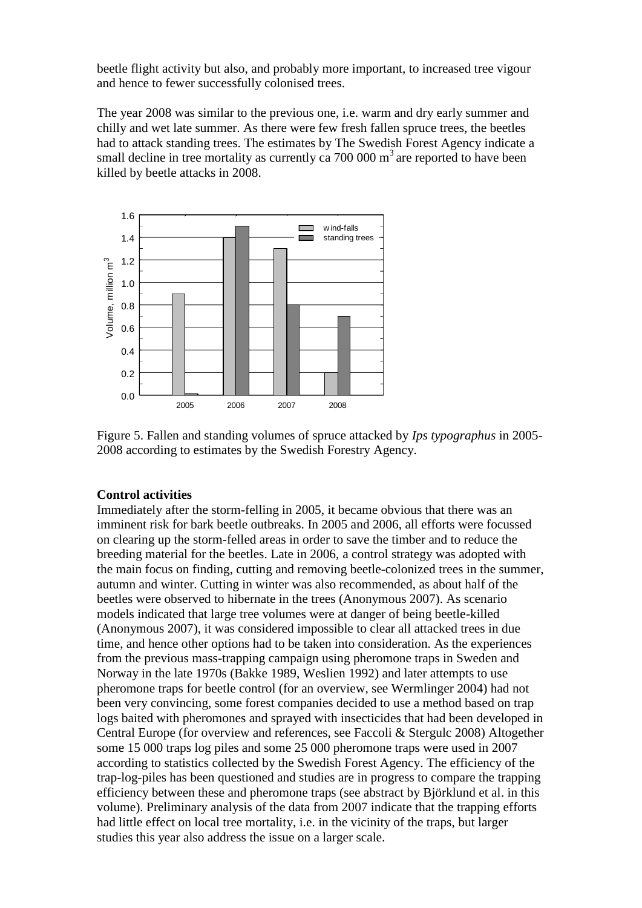beetle flight activity but also, and probably more important, to increased tree vigour and hence to fewer successfully colonised trees.

The year 2008 was similar to the previous one, i.e. warm and dry early summer and chilly and wet late summer. As there were few fresh fallen spruce trees, the beetles had to attack standing trees. The estimates by The Swedish Forest Agency indicate a small decline in tree mortality as currently ca 700 000 m$^3$ are reported to have been killed by beetle attacks in 2008.

Figure 5. Fallen and standing volumes of spruce attacked by *Ips typographus* in 2005-2008 according to estimates by the Swedish Forestry Agency.

**Control activities**

Immediately after the storm-felling in 2005, it became obvious that there was an imminent risk for bark beetle outbreaks. In 2005 and 2006, all efforts were focussed on clearing up the storm-felled areas in order to save the timber and to reduce the breeding material for the beetles. Late in 2006, a control strategy was adopted with the main focus on finding, cutting and removing beetle-colonized trees in the summer, autumn and winter. Cutting in winter was also recommended, as about half of the beetles were observed to hibernate in the trees (Anonymous 2007). As scenario models indicated that large tree volumes were at danger of being beetle-killed (Anonymous 2007), it was considered impossible to clear all attacked trees in due time, and hence other options had to be taken into consideration. As the experiences from the previous mass-trapping campaign using pheromone traps in Sweden and Norway in the late 1970s (Bakke 1989, Weslien 1992) and later attempts to use pheromone traps for beetle control (for an overview, see Wermlinger 2004) had not been very convincing, some forest companies decided to use a method based on trap logs baited with pheromones and sprayed with insecticides that had been developed in Central Europe (for overview and references, see Faccoli & Stergulc 2008) Altogether some 15 000 traps log piles and some 25 000 pheromone traps were used in 2007 according to statistics collected by the Swedish Forest Agency. The efficiency of the trap-log-piles has been questioned and studies are in progress to compare the trapping efficiency between these and pheromone traps (see abstract by Björklund et al. in this volume). Preliminary analysis of the data from 2007 indicate that the trapping efforts had little effect on local tree mortality, i.e. in the vicinity of the traps, but larger studies this year also address the issue on a larger scale.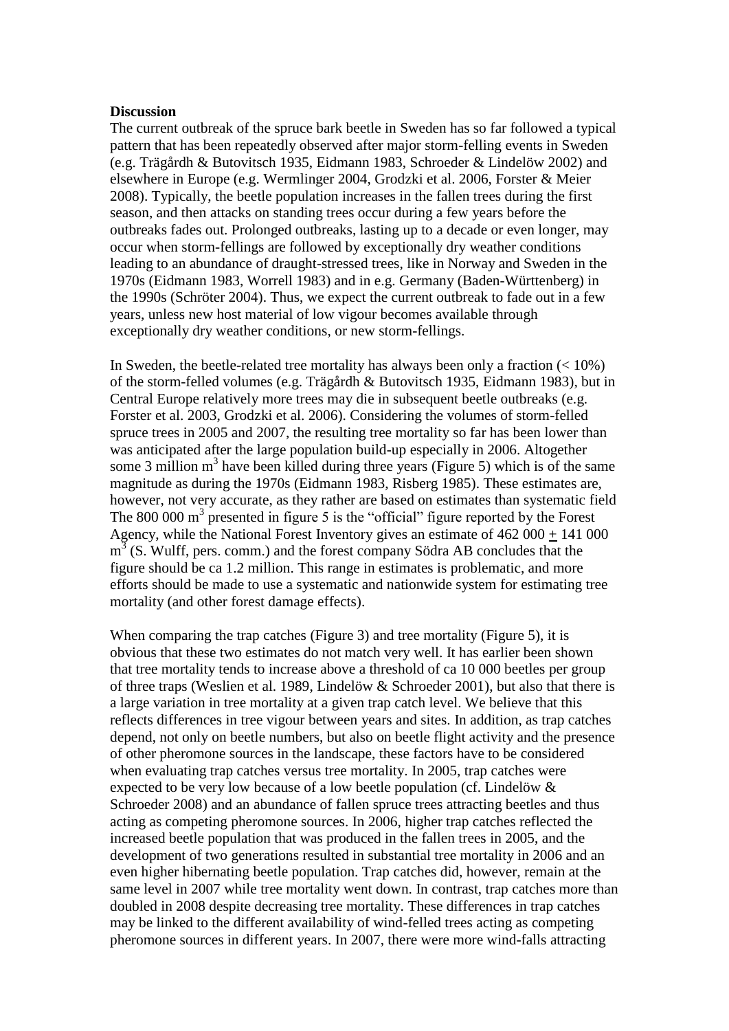**Discussion**

The current outbreak of the spruce bark beetle in Sweden has so far followed a typical pattern that has been repeatedly observed after major storm-felling events in Sweden (e.g. Trägårdh & Butovitsch 1935, Eidmann 1983, Schroeder & Lindelöw 2002) and elsewhere in Europe (e.g. Wermlinger 2004, Grodzki et al. 2006, Forster & Meier 2008). Typically, the beetle population increases in the fallen trees during the first season, and then attacks on standing trees occur during a few years before the outbreaks fades out. Prolonged outbreaks, lasting up to a decade or even longer, may occur when storm-fellings are followed by exceptionally dry weather conditions leading to an abundance of draught-stressed trees, like in Norway and Sweden in the 1970s (Eidmann 1983, Worrell 1983) and in e.g. Germany (Baden-Württenberg) in the 1990s (Schröter 2004). Thus, we expect the current outbreak to fade out in a few years, unless new host material of low vigour becomes available through exceptionally dry weather conditions, or new storm-fellings.

In Sweden, the beetle-related tree mortality has always been only a fraction (< 10%) of the storm-felled volumes (e.g. Trägårdh & Butovitsch 1935, Eidmann 1983), but in Central Europe relatively more trees may die in subsequent beetle outbreaks (e.g. Forster et al. 2003, Grodzki et al. 2006). Considering the volumes of storm-felled spruce trees in 2005 and 2007, the resulting tree mortality so far has been lower than was anticipated after the large population build-up especially in 2006. Altogether some 3 million m$^3$ have been killed during three years (Figure 5) which is of the same magnitude as during the 1970s (Eidmann 1983, Risberg 1985). These estimates are, however, not very accurate, as they rather are based on estimates than systematic field The 800 000 m$^3$ presented in figure 5 is the "official" figure reported by the Forest Agency, while the National Forest Inventory gives an estimate of 462 000 $\pm$ 141 000 m$^3$ (S. Wulff, pers. comm.) and the forest company Södra AB concludes that the figure should be ca 1.2 million. This range in estimates is problematic, and more efforts should be made to use a systematic and nationwide system for estimating tree mortality (and other forest damage effects).

When comparing the trap catches (Figure 3) and tree mortality (Figure 5), it is obvious that these two estimates do not match very well. It has earlier been shown that tree mortality tends to increase above a threshold of ca 10 000 beetles per group of three traps (Weslien et al. 1989, Lindelöw & Schroeder 2001), but also that there is a large variation in tree mortality at a given trap catch level. We believe that this reflects differences in tree vigour between years and sites. In addition, as trap catches depend, not only on beetle numbers, but also on beetle flight activity and the presence of other pheromone sources in the landscape, these factors have to be considered when evaluating trap catches versus tree mortality. In 2005, trap catches were expected to be very low because of a low beetle population (cf. Lindelöw & Schroeder 2008) and an abundance of fallen spruce trees attracting beetles and thus acting as competing pheromone sources. In 2006, higher trap catches reflected the increased beetle population that was produced in the fallen trees in 2005, and the development of two generations resulted in substantial tree mortality in 2006 and an even higher hibernating beetle population. Trap catches did, however, remain at the same level in 2007 while tree mortality went down. In contrast, trap catches more than doubled in 2008 despite decreasing tree mortality. These differences in trap catches may be linked to the different availability of wind-felled trees acting as competing pheromone sources in different years. In 2007, there were more wind-falls attracting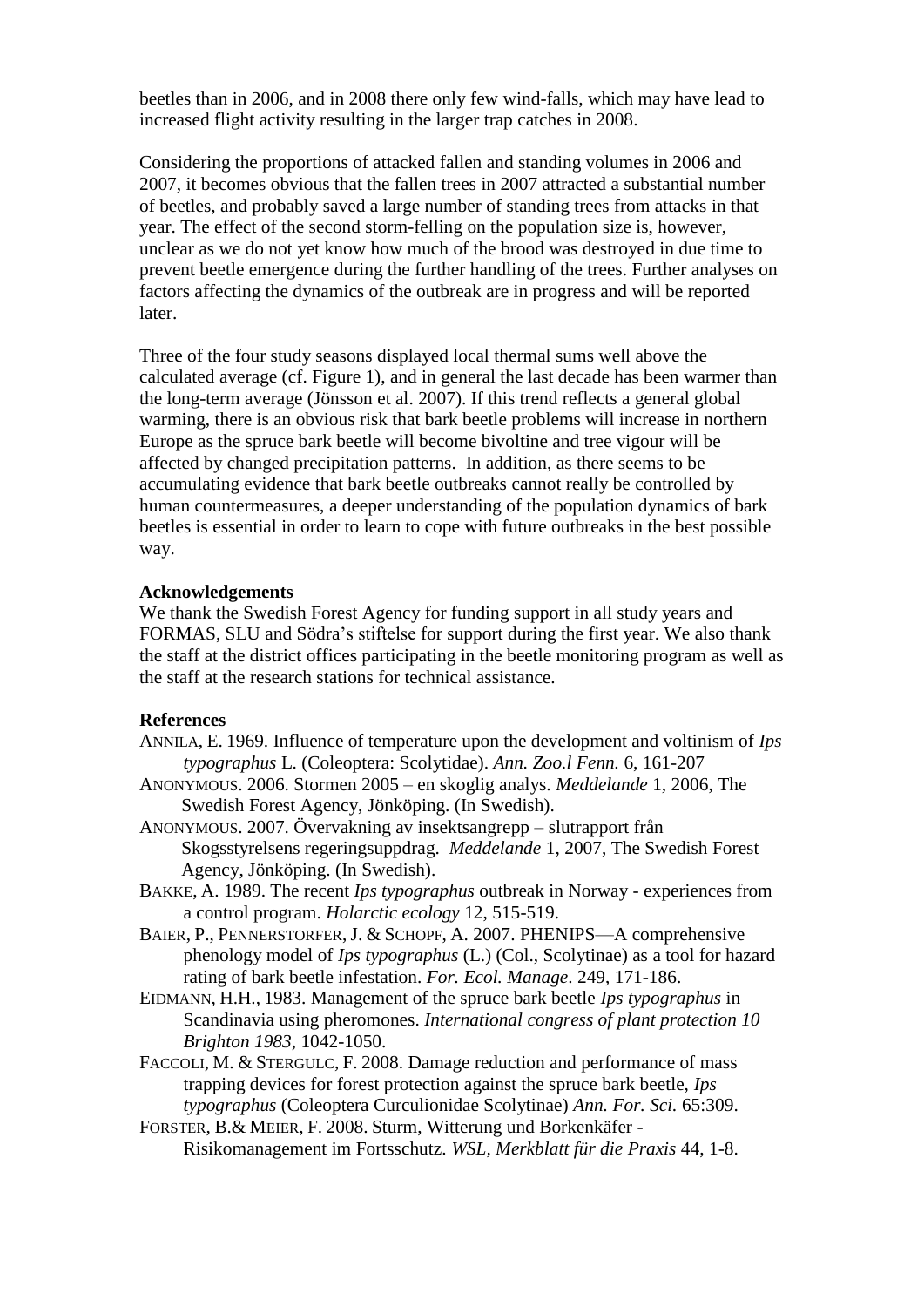beetles than in 2006, and in 2008 there only few wind-falls, which may have lead to increased flight activity resulting in the larger trap catches in 2008.

Considering the proportions of attacked fallen and standing volumes in 2006 and 2007, it becomes obvious that the fallen trees in 2007 attracted a substantial number of beetles, and probably saved a large number of standing trees from attacks in that year. The effect of the second storm-felling on the population size is, however, unclear as we do not yet know how much of the brood was destroyed in due time to prevent beetle emergence during the further handling of the trees. Further analyses on factors affecting the dynamics of the outbreak are in progress and will be reported later.

Three of the four study seasons displayed local thermal sums well above the calculated average (cf. Figure 1), and in general the last decade has been warmer than the long-term average (Jönsson et al. 2007). If this trend reflects a general global warming, there is an obvious risk that bark beetle problems will increase in northern Europe as the spruce bark beetle will become bivoltine and tree vigour will be affected by changed precipitation patterns. In addition, as there seems to be accumulating evidence that bark beetle outbreaks cannot really be controlled by human countermeasures, a deeper understanding of the population dynamics of bark beetles is essential in order to learn to cope with future outbreaks in the best possible way.

**Acknowledgements**

We thank the Swedish Forest Agency for funding support in all study years and FORMAS, SLU and Södra's stiftelse for support during the first year. We also thank the staff at the district offices participating in the beetle monitoring program as well as the staff at the research stations for technical assistance.

**References**

ANNILA, E. 1969. Influence of temperature upon the development and voltinism of *Ips typographus* L. (Coleoptera: Scolytidae). *Ann. Zoo.l Fenn.* 6, 161-207

ANONYMOUS. 2006. Stormen 2005 – en skoglig analys. *Meddelande* 1, 2006, The Swedish Forest Agency, Jönköping. (In Swedish).

ANONYMOUS. 2007. Övervakning av insektsangrepp – slutrapport från Skogsstyrelsens regeringsuppdrag. *Meddelande* 1, 2007, The Swedish Forest Agency, Jönköping. (In Swedish).

BAKKE, A. 1989. The recent *Ips typographus* outbreak in Norway - experiences from a control program. *Holarctic ecology* 12, 515-519.

BAIER, P., PENNERSTORFER, J. & SCHOPF, A. 2007. PHENIPS—A comprehensive phenology model of *Ips typographus* (L.) (Col., Scolytinae) as a tool for hazard rating of bark beetle infestation. *For. Ecol. Manage*. 249, 171-186.

EIDMANN, H.H., 1983. Management of the spruce bark beetle *Ips typographus* in Scandinavia using pheromones. *International congress of plant protection 10 Brighton 1983*, 1042-1050.

FACCOLI, M. & STERGULC, F. 2008. Damage reduction and performance of mass trapping devices for forest protection against the spruce bark beetle, *Ips typographus* (Coleoptera Curculionidae Scolytinae) *Ann. For. Sci.* 65:309.

FORSTER, B.& MEIER, F. 2008. Sturm, Witterung und Borkenkäfer - Risikomanagement im Fortsschutz. *WSL, Merkblatt für die Praxis* 44, 1-8.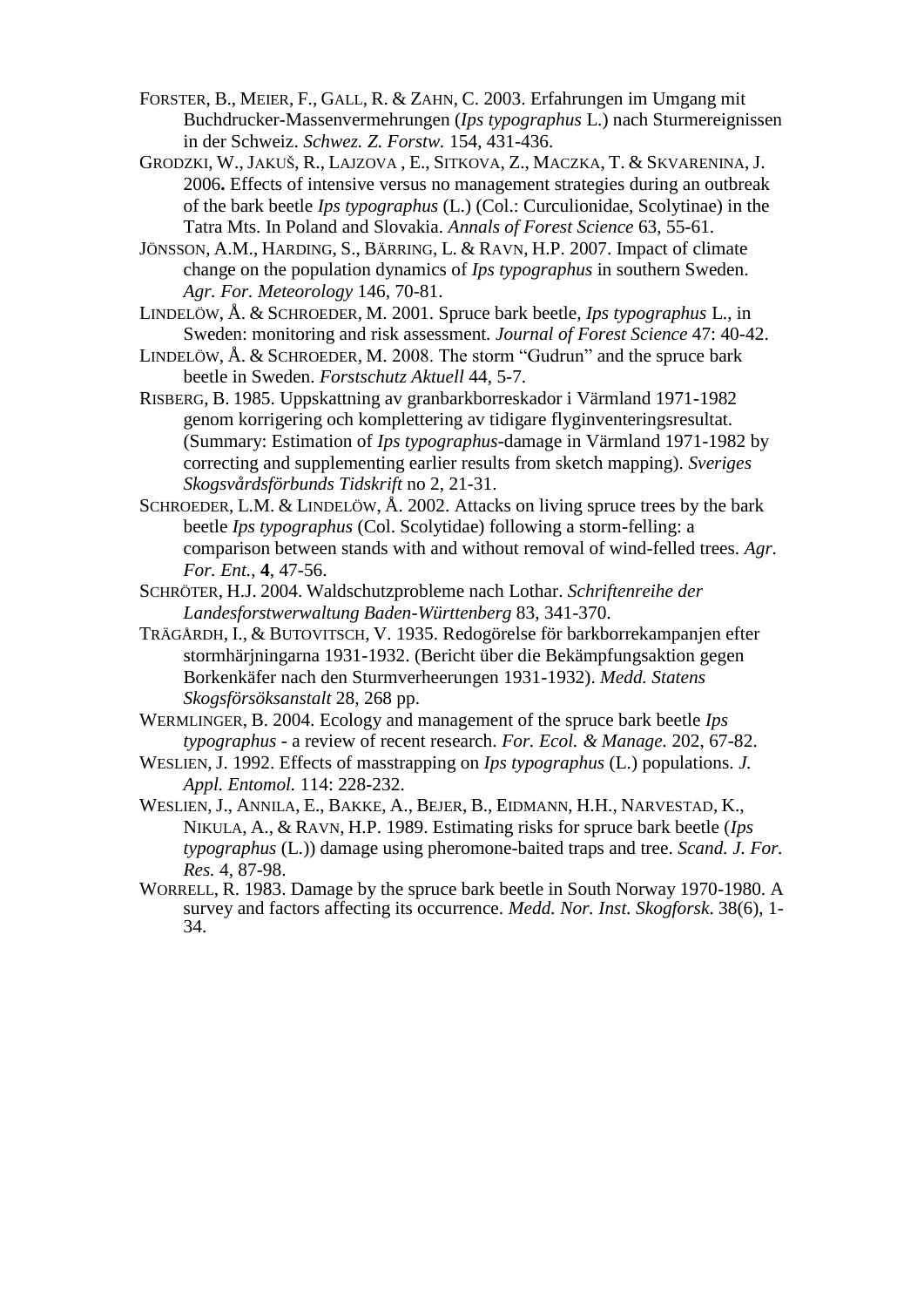FORSTER, B., MEIER, F., GALL, R. & ZAHN, C. 2003. Erfahrungen im Umgang mit Buchdrucker-Massenvermehrungen (*Ips typographus* L.) nach Sturmereignissen in der Schweiz. *Schwez. Z. Forstw.* 154, 431-436.

GRODZKI, W., JAKUŠ, R., LAJZOVA , E., SITKOVA, Z., MACZKA, T. & SKVARENINA, J. 2006**.** Effects of intensive versus no management strategies during an outbreak of the bark beetle *Ips typographus* (L.) (Col.: Curculionidae, Scolytinae) in the Tatra Mts. In Poland and Slovakia. *Annals of Forest Science* 63, 55-61.

JÖNSSON, A.M., HARDING, S., BÄRRING, L. & RAVN, H.P. 2007. Impact of climate change on the population dynamics of *Ips typographus* in southern Sweden. *Agr. For. Meteorology* 146, 70-81.

LINDELÖW, Å. & SCHROEDER, M. 2001. Spruce bark beetle, *Ips typographus* L., in Sweden: monitoring and risk assessment. *Journal of Forest Science* 47: 40-42.

LINDELÖW, Å. & SCHROEDER, M. 2008. The storm "Gudrun" and the spruce bark beetle in Sweden. *Forstschutz Aktuell* 44, 5-7.

RISBERG, B. 1985. Uppskattning av granbarkborreskador i Värmland 1971-1982 genom korrigering och komplettering av tidigare flyginventeringsresultat. (Summary: Estimation of *Ips typographus*-damage in Värmland 1971-1982 by correcting and supplementing earlier results from sketch mapping). *Sveriges Skogsvårdsförbunds Tidskrift* no 2, 21-31.

SCHROEDER, L.M. & LINDELÖW, Å. 2002. Attacks on living spruce trees by the bark beetle *Ips typographus* (Col. Scolytidae) following a storm-felling: a comparison between stands with and without removal of wind-felled trees. *Agr. For. Ent.*, **4**, 47-56.

SCHRÖTER, H.J. 2004. Waldschutzprobleme nach Lothar. *Schriftenreihe der Landesforstwerwaltung Baden-Württenberg* 83, 341-370.

TRÄGÅRDH, I., & BUTOVITSCH, V. 1935. Redogörelse för barkborrekampanjen efter stormhärjningarna 1931-1932. (Bericht über die Bekämpfungsaktion gegen Borkenkäfer nach den Sturmverheerungen 1931-1932). *Medd. Statens Skogsförsöksanstalt* 28, 268 pp.

WERMLINGER, B. 2004. Ecology and management of the spruce bark beetle *Ips typographus* - a review of recent research. *For. Ecol. & Manage.* 202, 67-82.

WESLIEN, J. 1992. Effects of masstrapping on *Ips typographus* (L.) populations. *J. Appl. Entomol.* 114: 228-232.

WESLIEN, J., ANNILA, E., BAKKE, A., BEJER, B., EIDMANN, H.H., NARVESTAD, K., NIKULA, A., & RAVN, H.P. 1989. Estimating risks for spruce bark beetle (*Ips typographus* (L.)) damage using pheromone-baited traps and tree. *Scand. J. For. Res.* 4, 87-98.

WORRELL, R. 1983. Damage by the spruce bark beetle in South Norway 1970-1980. A survey and factors affecting its occurrence. *Medd. Nor. Inst. Skogforsk*. 38(6), 1-34.